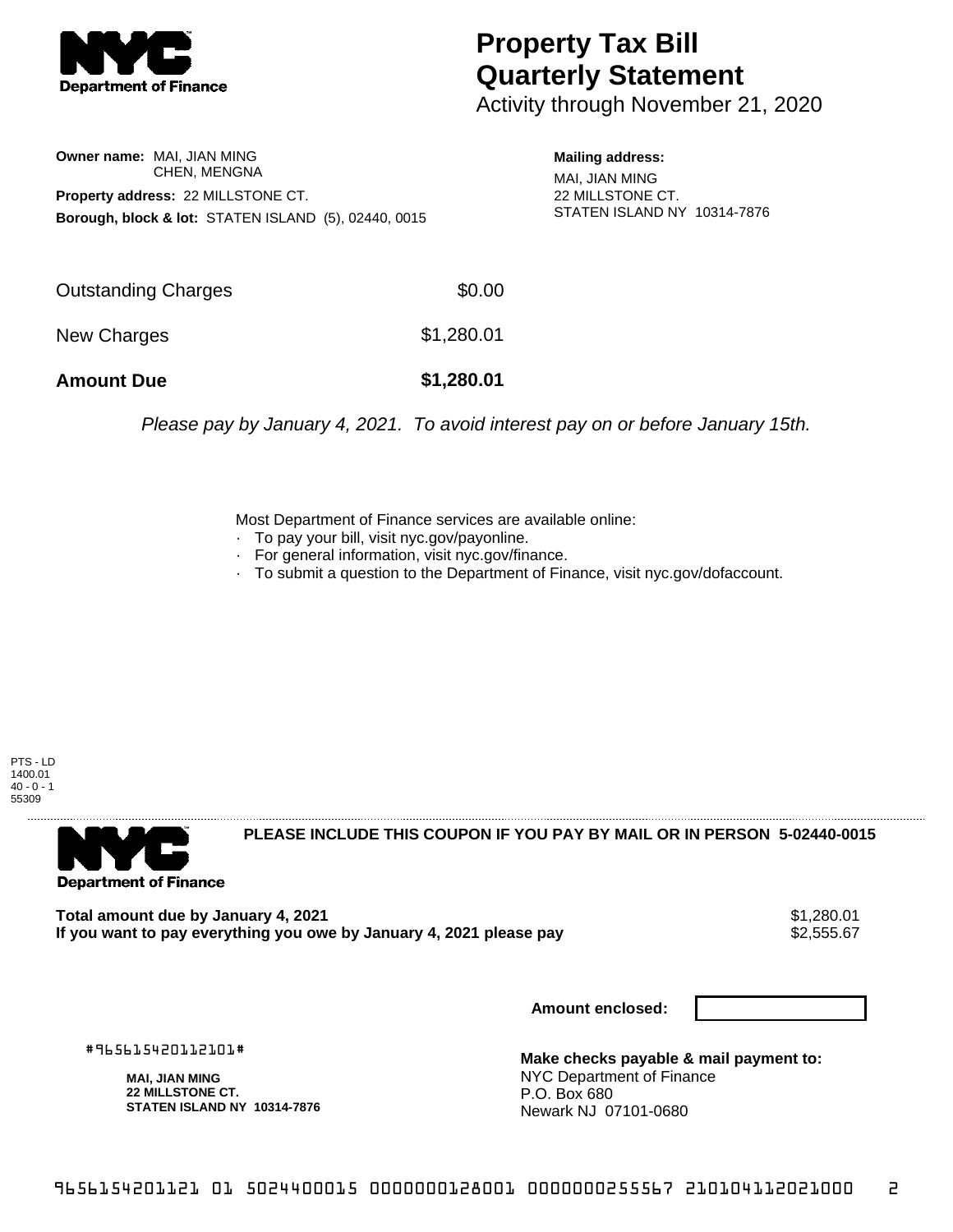# Property Tax Bill Quarterly Statement

Activity through November 21, 2020

**Owner name:** MAI, JIAN MING
CHEN, MENGNA

**Property address:** 22 MILLSTONE CT.

**Borough, block & lot:** STATEN ISLAND (5), 02440, 0015

**Mailing address:**
MAI, JIAN MING
22 MILLSTONE CT.
STATEN ISLAND NY 10314-7876

| | |
|---|---|
| Outstanding Charges | $0.00 |
| New Charges | $1,280.01 |
| **Amount Due** | **$1,280.01** |

*Please pay by January 4, 2021. To avoid interest pay on or before January 15th.*

Most Department of Finance services are available online:

- To pay your bill, visit nyc.gov/payonline.
- For general information, visit nyc.gov/finance.
- To submit a question to the Department of Finance, visit nyc.gov/dofaccount.

PTS - LD
1400.01
40 - 0 - 1
55309

**PLEASE INCLUDE THIS COUPON IF YOU PAY BY MAIL OR IN PERSON 5-02440-0015**

| | |
|---|---|
| **Total amount due by January 4, 2021** | $1,280.01 |
| **If you want to pay everything you owe by January 4, 2021 please pay** | $2,555.67 |

**Amount enclosed:**

#965615420112101#

**MAI, JIAN MING**
**22 MILLSTONE CT.**
**STATEN ISLAND NY 10314-7876**

**Make checks payable & mail payment to:**
NYC Department of Finance
P.O. Box 680
Newark NJ 07101-0680

965615420112101 5024400015 0000000128001 000000255567 210104112021000 2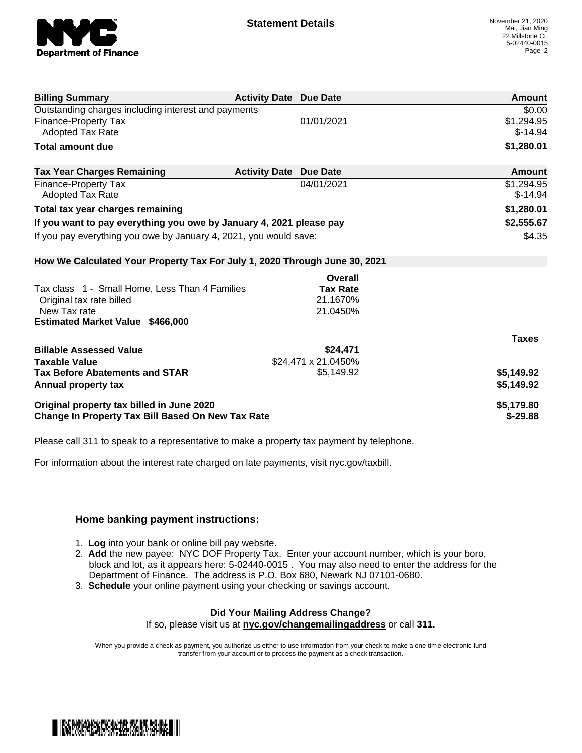**Statement Details**

November 21, 2020
Mai, Jian Ming
22 Millstone Ct.
5-02440-0015
Page 2

| Billing Summary | Activity Date | Due Date | Amount |
|---|---|---|---|
| Outstanding charges including interest and payments | | | $0.00 |
| Finance-Property Tax | | 01/01/2021 | $1,294.95 |
| Adopted Tax Rate | | | $-14.94 |
| **Total amount due** | | | **$1,280.01** |

| Tax Year Charges Remaining | Activity Date | Due Date | Amount |
|---|---|---|---|
| Finance-Property Tax | | 04/01/2021 | $1,294.95 |
| Adopted Tax Rate | | | $-14.94 |
| **Total tax year charges remaining** | | | **$1,280.01** |
| **If you want to pay everything you owe by January 4, 2021 please pay** | | | **$2,555.67** |
| If you pay everything you owe by January 4, 2021, you would save: | | | $4.35 |

**How We Calculated Your Property Tax For July 1, 2020 Through June 30, 2021**

| | Overall Tax Rate | Taxes |
|---|---|---|
| Tax class 1 - Small Home, Less Than 4 Families | | |
| Original tax rate billed | 21.1670% | |
| New Tax rate | 21.0450% | |
| **Estimated Market Value $466,000** | | |
| **Billable Assessed Value** | **$24,471** | |
| **Taxable Value** | $24,471 x 21.0450% | |
| **Tax Before Abatements and STAR** | $5,149.92 | **$5,149.92** |
| **Annual property tax** | | **$5,149.92** |
| **Original property tax billed in June 2020** | | **$5,179.80** |
| **Change In Property Tax Bill Based On New Tax Rate** | | **$-29.88** |

Please call 311 to speak to a representative to make a property tax payment by telephone.

For information about the interest rate charged on late payments, visit nyc.gov/taxbill.

## Home banking payment instructions:

1. **Log** into your bank or online bill pay website.
2. **Add** the new payee: NYC DOF Property Tax. Enter your account number, which is your boro, block and lot, as it appears here: 5-02440-0015 . You may also need to enter the address for the Department of Finance. The address is P.O. Box 680, Newark NJ 07101-0680.
3. **Schedule** your online payment using your checking or savings account.

**Did Your Mailing Address Change?**

If so, please visit us at **nyc.gov/changemailingaddress** or call **311.**

When you provide a check as payment, you authorize us either to use information from your check to make a one-time electronic fund transfer from your account or to process the payment as a check transaction.